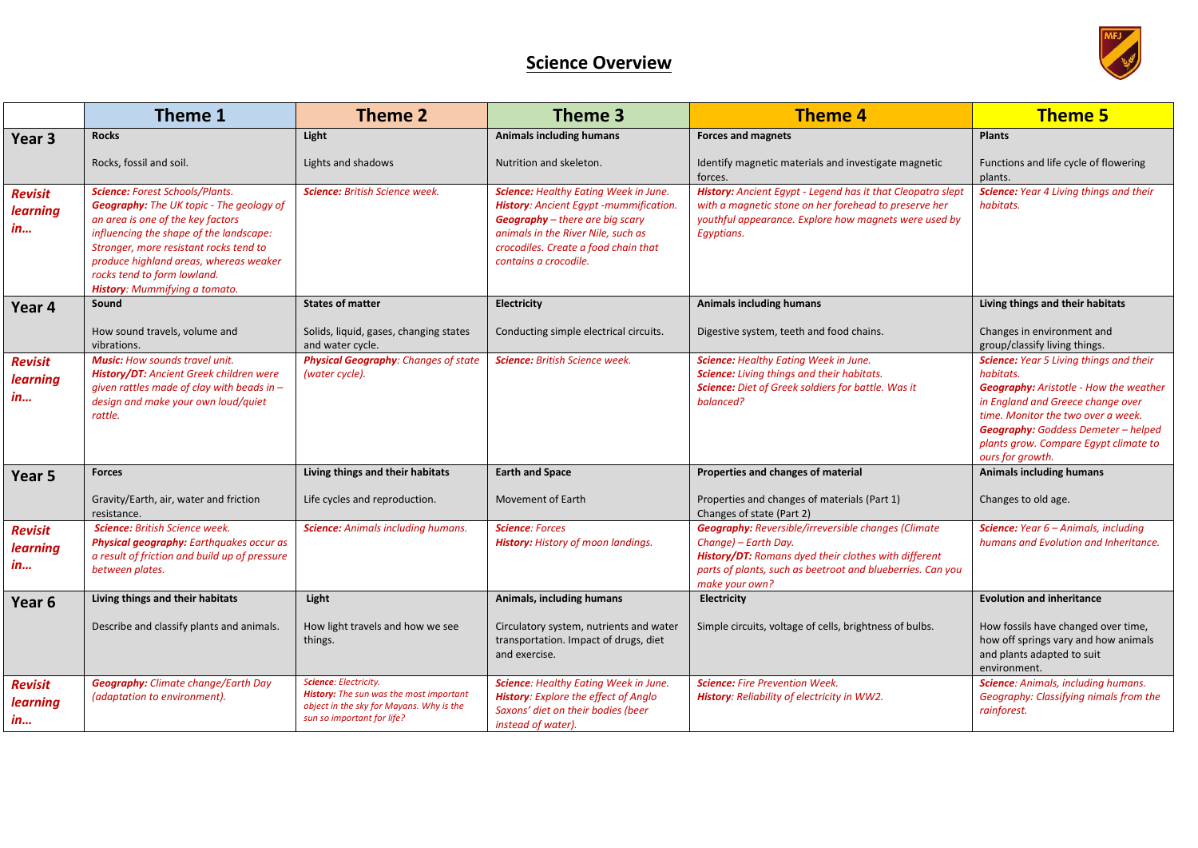# Science Overview

| | Theme 1 | Theme 2 | Theme 3 | Theme 4 | Theme 5 |
|---|---|---|---|---|---|
| **Year 3** | **Rocks**<br><br>Rocks, fossil and soil. | **Light**<br><br>Lights and shadows | **Animals including humans**<br><br>Nutrition and skeleton. | **Forces and magnets**<br><br>Identify magnetic materials and investigate magnetic forces. | **Plants**<br><br>Functions and life cycle of flowering plants. |
| ***Revisit learning in…*** | ***Science:*** *Forest Schools/Plants.*<br>***Geography:*** *The UK topic - The geology of an area is one of the key factors influencing the shape of the landscape: Stronger, more resistant rocks tend to produce highland areas, whereas weaker rocks tend to form lowland.*<br>***History****: Mummifying a tomato.* | ***Science:*** *British Science week.* | ***Science:*** *Healthy Eating Week in June.*<br>***History****: Ancient Egypt -mummification.*<br>***Geography*** *– there are big scary animals in the River Nile, such as crocodiles. Create a food chain that contains a crocodile.* | ***History:*** *Ancient Egypt - Legend has it that Cleopatra slept with a magnetic stone on her forehead to preserve her youthful appearance. Explore how magnets were used by Egyptians.* | ***Science:*** *Year 4 Living things and their habitats.* |
| **Year 4** | **Sound**<br><br>How sound travels, volume and vibrations. | **States of matter**<br><br>Solids, liquid, gases, changing states and water cycle. | **Electricity**<br><br>Conducting simple electrical circuits. | **Animals including humans**<br><br>Digestive system, teeth and food chains. | **Living things and their habitats**<br><br>Changes in environment and group/classify living things. |
| ***Revisit learning in…*** | ***Music:*** *How sounds travel unit.*<br>***History/DT:*** *Ancient Greek children were given rattles made of clay with beads in – design and make your own loud/quiet rattle.* | ***Physical Geography****: Changes of state (water cycle).* | ***Science:*** *British Science week.* | ***Science:*** *Healthy Eating Week in June.*<br>***Science:*** *Living things and their habitats.*<br>***Science:*** *Diet of Greek soldiers for battle. Was it balanced?* | ***Science:*** *Year 5 Living things and their habitats.*<br>***Geography:*** *Aristotle - How the weather in England and Greece change over time. Monitor the two over a week.*<br>***Geography:*** *Goddess Demeter – helped plants grow. Compare Egypt climate to ours for growth.* |
| **Year 5** | **Forces**<br><br>Gravity/Earth, air, water and friction resistance. | **Living things and their habitats**<br><br>Life cycles and reproduction. | **Earth and Space**<br><br>Movement of Earth | **Properties and changes of material**<br><br>Properties and changes of materials (Part 1)<br>Changes of state (Part 2) | **Animals including humans**<br><br>Changes to old age. |
| ***Revisit learning in…*** | ***Science:*** *British Science week.*<br>***Physical geography:*** *Earthquakes occur as a result of friction and build up of pressure between plates.* | ***Science:*** *Animals including humans.* | ***Science****: Forces*<br>***History:*** *History of moon landings.* | ***Geography:*** *Reversible/irreversible changes (Climate Change) – Earth Day.*<br>***History/DT:*** *Romans dyed their clothes with different parts of plants, such as beetroot and blueberries. Can you make your own?* | ***Science:*** *Year 6 – Animals, including humans and Evolution and Inheritance.* |
| **Year 6** | **Living things and their habitats**<br><br>Describe and classify plants and animals. | **Light**<br><br>How light travels and how we see things. | **Animals, including humans**<br><br>Circulatory system, nutrients and water transportation. Impact of drugs, diet and exercise. | **Electricity**<br><br>Simple circuits, voltage of cells, brightness of bulbs. | **Evolution and inheritance**<br><br>How fossils have changed over time, how off springs vary and how animals and plants adapted to suit environment. |
| ***Revisit learning in…*** | ***Geography:*** *Climate change/Earth Day (adaptation to environment).* | ***Science****: Electricity.*<br>***History:*** *The sun was the most important object in the sky for Mayans. Why is the sun so important for life?* | ***Science****: Healthy Eating Week in June.*<br>***History****: Explore the effect of Anglo Saxons' diet on their bodies (beer instead of water).* | ***Science:*** *Fire Prevention Week.*<br>***History****: Reliability of electricity in WW2.* | ***Science****: Animals, including humans.*<br>*Geography: Classifying nimals from the rainforest.* |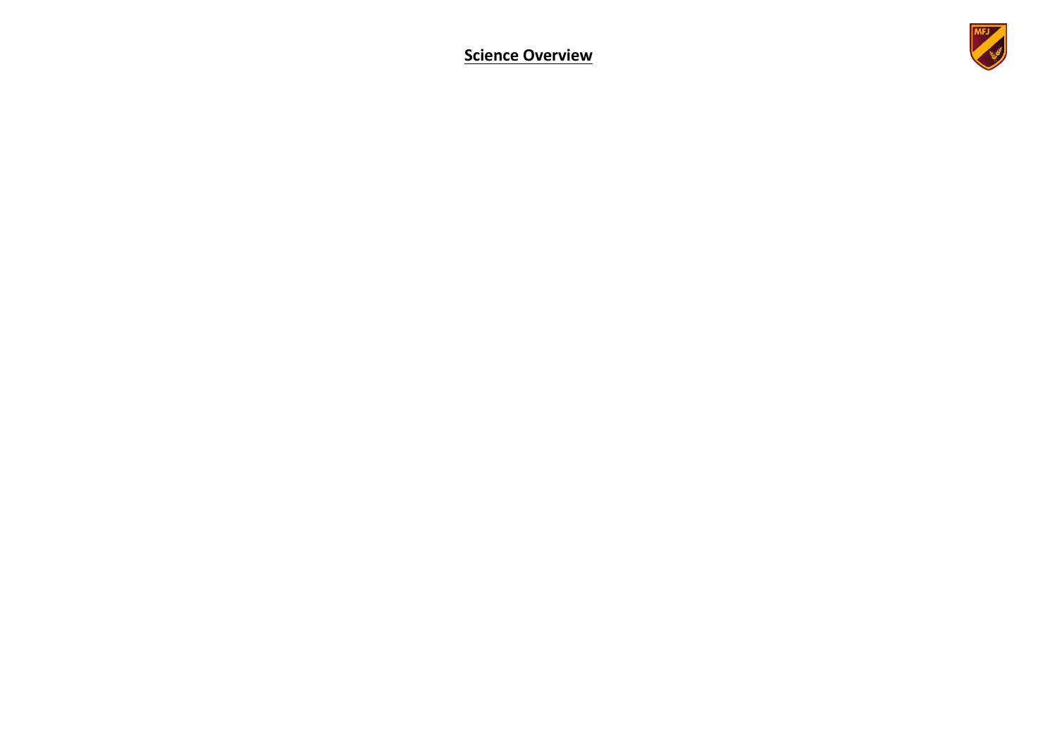**Science Overview**